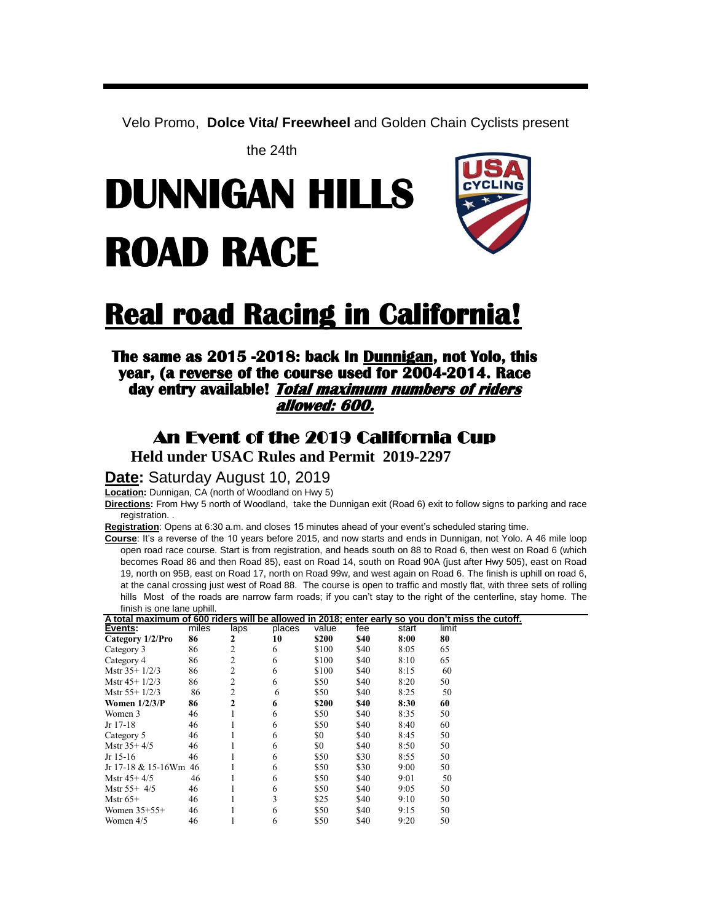Velo Promo, **Dolce Vita/ Freewheel** and Golden Chain Cyclists present

the 24th

# DUNNIGAN HILLS ROAD RACE

# Real road Racing in California!

### The same as 2015 -2018: back In Dunnigan, not Yolo, this year, (a reverse of the course used for 2004-2014. Race day entry available! ***Total maximum numbers of riders allowed: 600.***

## An Event of the 2019 California Cup

**Held under USAC Rules and Permit 2019-2297**

**Date:** Saturday August 10, 2019

**Location:** Dunnigan, CA (north of Woodland on Hwy 5)

**Directions:** From Hwy 5 north of Woodland, take the Dunnigan exit (Road 6) exit to follow signs to parking and race registration. .

**Registration**: Opens at 6:30 a.m. and closes 15 minutes ahead of your event's scheduled staring time.

**Course**: It's a reverse of the 10 years before 2015, and now starts and ends in Dunnigan, not Yolo. A 46 mile loop open road race course. Start is from registration, and heads south on 88 to Road 6, then west on Road 6 (which becomes Road 86 and then Road 85), east on Road 14, south on Road 90A (just after Hwy 505), east on Road 19, north on 95B, east on Road 17, north on Road 99w, and west again on Road 6. The finish is uphill on road 6, at the canal crossing just west of Road 88. The course is open to traffic and mostly flat, with three sets of rolling hills Most of the roads are narrow farm roads; if you can't stay to the right of the centerline, stay home. The finish is one lane uphill.

**A total maximum of 600 riders will be allowed in 2018; enter early so you don't miss the cutoff.**

| Events: | miles | laps | places | value | fee | start | limit |
|---|---|---|---|---|---|---|---|
| **Category 1/2/Pro** | **86** | **2** | **10** | **$200** | **$40** | **8:00** | **80** |
| Category 3 | 86 | 2 | 6 | $100 | $40 | 8:05 | 65 |
| Category 4 | 86 | 2 | 6 | $100 | $40 | 8:10 | 65 |
| Mstr 35+ 1/2/3 | 86 | 2 | 6 | $100 | $40 | 8:15 | 60 |
| Mstr 45+ 1/2/3 | 86 | 2 | 6 | $50 | $40 | 8:20 | 50 |
| Mstr 55+ 1/2/3 | 86 | 2 | 6 | $50 | $40 | 8:25 | 50 |
| **Women 1/2/3/P** | **86** | **2** | **6** | **$200** | **$40** | **8:30** | **60** |
| Women 3 | 46 | 1 | 6 | $50 | $40 | 8:35 | 50 |
| Jr 17-18 | 46 | 1 | 6 | $50 | $40 | 8:40 | 60 |
| Category 5 | 46 | 1 | 6 | $0 | $40 | 8:45 | 50 |
| Mstr 35+ 4/5 | 46 | 1 | 6 | $0 | $40 | 8:50 | 50 |
| Jr 15-16 | 46 | 1 | 6 | $50 | $30 | 8:55 | 50 |
| Jr 17-18 & 15-16Wm | 46 | 1 | 6 | $50 | $30 | 9:00 | 50 |
| Mstr 45+ 4/5 | 46 | 1 | 6 | $50 | $40 | 9:01 | 50 |
| Mstr 55+ 4/5 | 46 | 1 | 6 | $50 | $40 | 9:05 | 50 |
| Mstr 65+ | 46 | 1 | 3 | $25 | $40 | 9:10 | 50 |
| Women 35+55+ | 46 | 1 | 6 | $50 | $40 | 9:15 | 50 |
| Women 4/5 | 46 | 1 | 6 | $50 | $40 | 9:20 | 50 |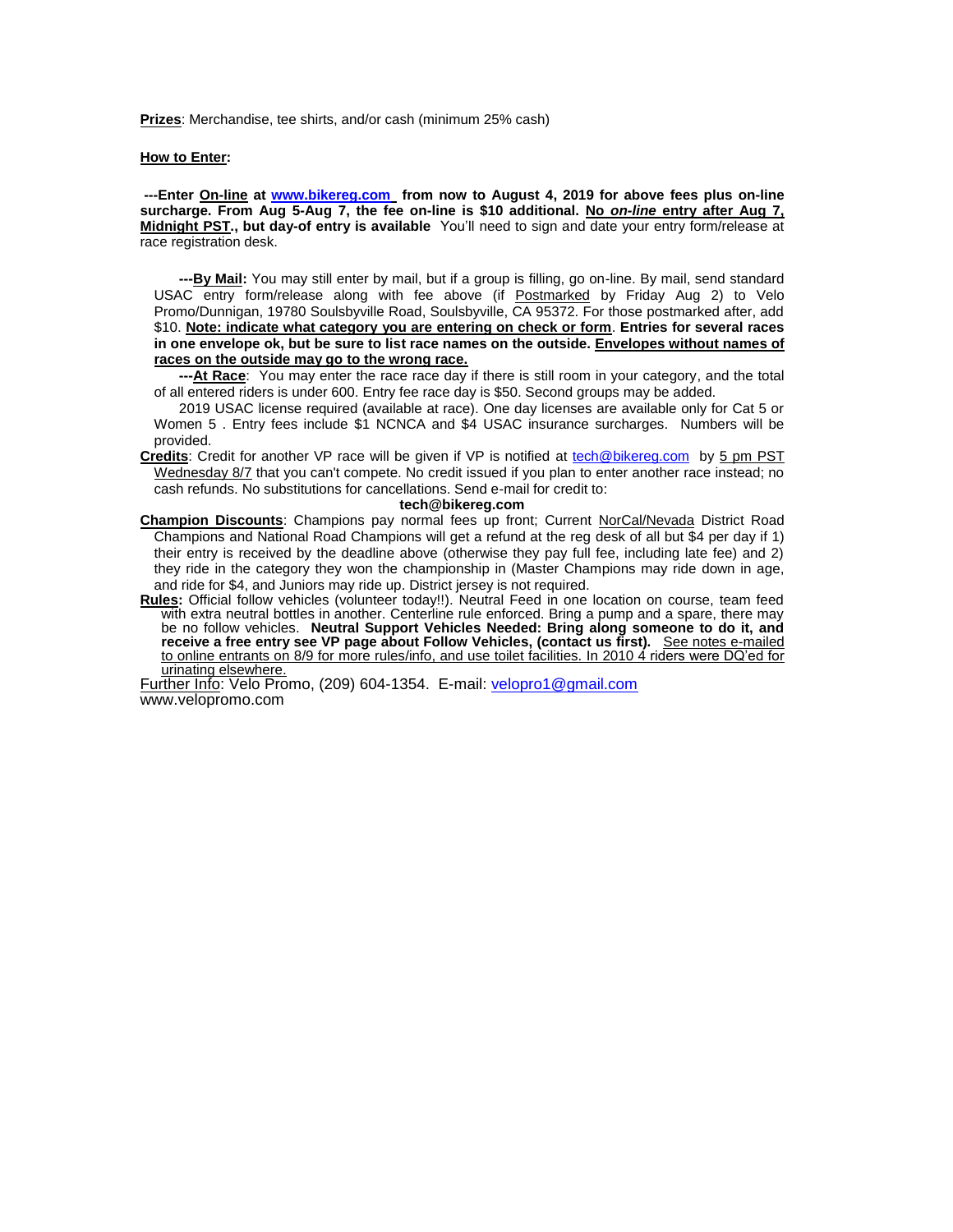**Prizes**: Merchandise, tee shirts, and/or cash (minimum 25% cash)

**How to Enter:**

**---Enter On-line at www.bikereg.com from now to August 4, 2019 for above fees plus on-line surcharge. From Aug 5-Aug 7, the fee on-line is $10 additional. No *on-line* entry after Aug 7, Midnight PST., but day-of entry is available** You'll need to sign and date your entry form/release at race registration desk.

**---By Mail:** You may still enter by mail, but if a group is filling, go on-line. By mail, send standard USAC entry form/release along with fee above (if Postmarked by Friday Aug 2) to Velo Promo/Dunnigan, 19780 Soulsbyville Road, Soulsbyville, CA 95372. For those postmarked after, add $10. **Note: indicate what category you are entering on check or form**. **Entries for several races in one envelope ok, but be sure to list race names on the outside. Envelopes without names of races on the outside may go to the wrong race.**

**---At Race**: You may enter the race race day if there is still room in your category, and the total of all entered riders is under 600. Entry fee race day is $50. Second groups may be added.

2019 USAC license required (available at race). One day licenses are available only for Cat 5 or Women 5 . Entry fees include $1 NCNCA and $4 USAC insurance surcharges. Numbers will be provided.

**Credits**: Credit for another VP race will be given if VP is notified at tech@bikereg.com by 5 pm PST Wednesday 8/7 that you can't compete. No credit issued if you plan to enter another race instead; no cash refunds. No substitutions for cancellations. Send e-mail for credit to:

**tech@bikereg.com**

**Champion Discounts**: Champions pay normal fees up front; Current NorCal/Nevada District Road Champions and National Road Champions will get a refund at the reg desk of all but $4 per day if 1) their entry is received by the deadline above (otherwise they pay full fee, including late fee) and 2) they ride in the category they won the championship in (Master Champions may ride down in age, and ride for $4, and Juniors may ride up. District jersey is not required.

**Rules:** Official follow vehicles (volunteer today!!). Neutral Feed in one location on course, team feed with extra neutral bottles in another. Centerline rule enforced. Bring a pump and a spare, there may be no follow vehicles. **Neutral Support Vehicles Needed: Bring along someone to do it, and receive a free entry see VP page about Follow Vehicles, (contact us first).** See notes e-mailed to online entrants on 8/9 for more rules/info, and use toilet facilities. In 2010 4 riders were DQ'ed for urinating elsewhere.

Further Info: Velo Promo, (209) 604-1354. E-mail: velopro1@gmail.com
www.velopromo.com